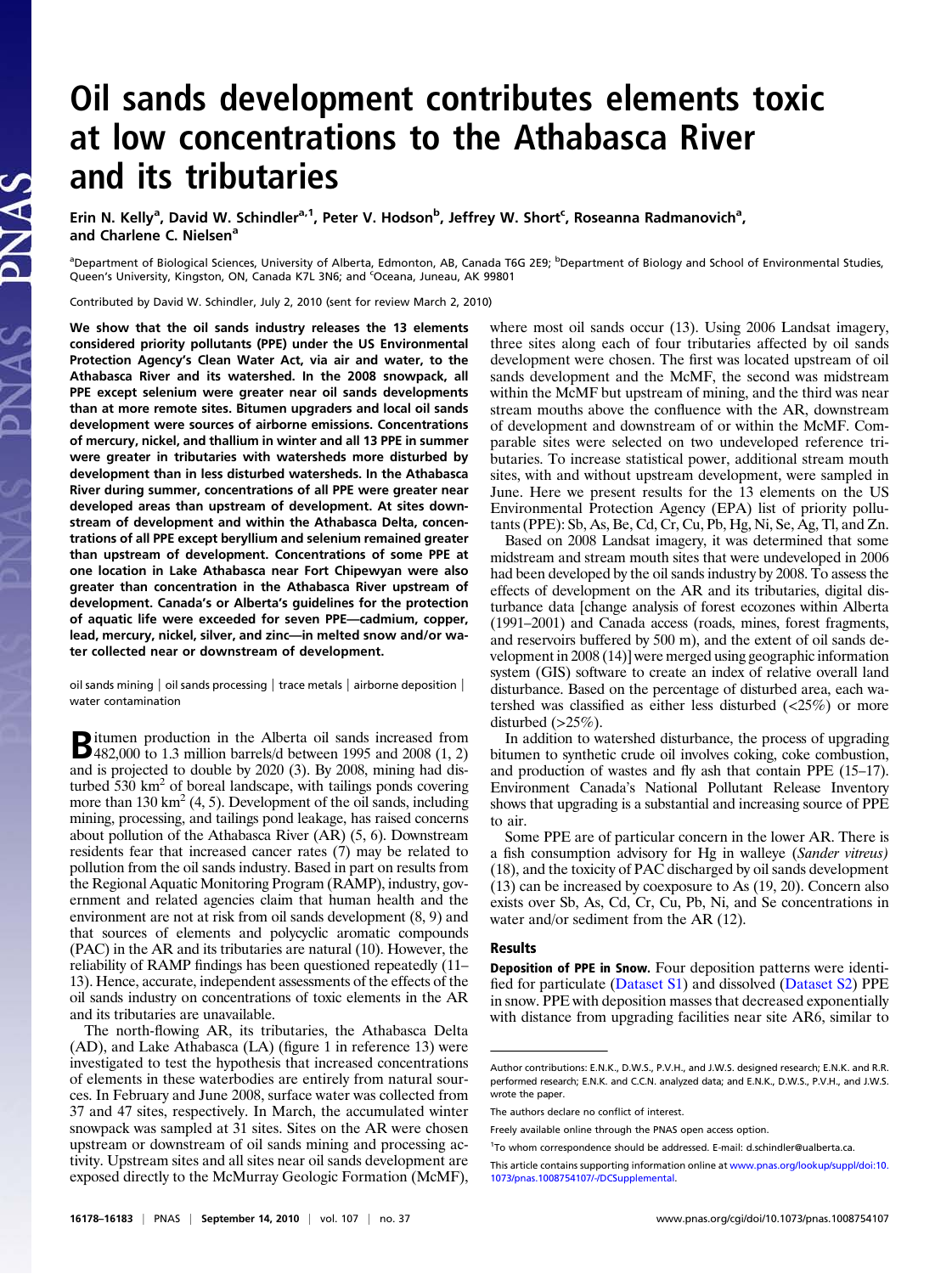# Oil sands development contributes elements toxic at low concentrations to the Athabasca River and its tributaries

Erin N. Kelly[a], David W. Schindler[a,1], Peter V. Hodson[b], Jeffrey W. Short[c], Roseanna Radmanovich[a], and Charlene C. Nielsen[a]

[a]Department of Biological Sciences, University of Alberta, Edmonton, AB, Canada T6G 2E9; [b]Department of Biology and School of Environmental Studies, Queen's University, Kingston, ON, Canada K7L 3N6; and [c]Oceana, Juneau, AK 99801

Contributed by David W. Schindler, July 2, 2010 (sent for review March 2, 2010)

**We show that the oil sands industry releases the 13 elements considered priority pollutants (PPE) under the US Environmental Protection Agency's Clean Water Act, via air and water, to the Athabasca River and its watershed. In the 2008 snowpack, all PPE except selenium were greater near oil sands developments than at more remote sites. Bitumen upgraders and local oil sands development were sources of airborne emissions. Concentrations of mercury, nickel, and thallium in winter and all 13 PPE in summer were greater in tributaries with watersheds more disturbed by development than in less disturbed watersheds. In the Athabasca River during summer, concentrations of all PPE were greater near developed areas than upstream of development. At sites downstream of development and within the Athabasca Delta, concentrations of all PPE except beryllium and selenium remained greater than upstream of development. Concentrations of some PPE at one location in Lake Athabasca near Fort Chipewyan were also greater than concentration in the Athabasca River upstream of development. Canada's or Alberta's guidelines for the protection of aquatic life were exceeded for seven PPE—cadmium, copper, lead, mercury, nickel, silver, and zinc—in melted snow and/or water collected near or downstream of development.**

oil sands mining | oil sands processing | trace metals | airborne deposition | water contamination

Bitumen production in the Alberta oil sands increased from 482,000 to 1.3 million barrels/d between 1995 and 2008 (1, 2) and is projected to double by 2020 (3). By 2008, mining had disturbed 530 $km^2$ of boreal landscape, with tailings ponds covering more than 130 $km^2$ (4, 5). Development of the oil sands, including mining, processing, and tailings pond leakage, has raised concerns about pollution of the Athabasca River (AR) (5, 6). Downstream residents fear that increased cancer rates (7) may be related to pollution from the oil sands industry. Based in part on results from the Regional Aquatic Monitoring Program (RAMP), industry, government and related agencies claim that human health and the environment are not at risk from oil sands development (8, 9) and that sources of elements and polycyclic aromatic compounds (PAC) in the AR and its tributaries are natural (10). However, the reliability of RAMP findings has been questioned repeatedly (11–13). Hence, accurate, independent assessments of the effects of the oil sands industry on concentrations of toxic elements in the AR and its tributaries are unavailable.

The north-flowing AR, its tributaries, the Athabasca Delta (AD), and Lake Athabasca (LA) (figure 1 in reference 13) were investigated to test the hypothesis that increased concentrations of elements in these waterbodies are entirely from natural sources. In February and June 2008, surface water was collected from 37 and 47 sites, respectively. In March, the accumulated winter snowpack was sampled at 31 sites. Sites on the AR were chosen upstream or downstream of oil sands mining and processing activity. Upstream sites and all sites near oil sands development are exposed directly to the McMurray Geologic Formation (McMF), where most oil sands occur (13). Using 2006 Landsat imagery, three sites along each of four tributaries affected by oil sands development were chosen. The first was located upstream of oil sands development and the McMF, the second was midstream within the McMF but upstream of mining, and the third was near stream mouths above the confluence with the AR, downstream of development and downstream of or within the McMF. Comparable sites were selected on two undeveloped reference tributaries. To increase statistical power, additional stream mouth sites, with and without upstream development, were sampled in June. Here we present results for the 13 elements on the US Environmental Protection Agency (EPA) list of priority pollutants (PPE): Sb, As, Be, Cd, Cr, Cu, Pb, Hg, Ni, Se, Ag, Tl, and Zn.

Based on 2008 Landsat imagery, it was determined that some midstream and stream mouth sites that were undeveloped in 2006 had been developed by the oil sands industry by 2008. To assess the effects of development on the AR and its tributaries, digital disturbance data [change analysis of forest ecozones within Alberta (1991–2001) and Canada access (roads, mines, forest fragments, and reservoirs buffered by 500 m), and the extent of oil sands development in 2008 (14)] were merged using geographic information system (GIS) software to create an index of relative overall land disturbance. Based on the percentage of disturbed area, each watershed was classified as either less disturbed (<25%) or more disturbed (>25%).

In addition to watershed disturbance, the process of upgrading bitumen to synthetic crude oil involves coking, coke combustion, and production of wastes and fly ash that contain PPE (15–17). Environment Canada's National Pollutant Release Inventory shows that upgrading is a substantial and increasing source of PPE to air.

Some PPE are of particular concern in the lower AR. There is a fish consumption advisory for Hg in walleye (*Sander vitreus*) (18), and the toxicity of PAC discharged by oil sands development (13) can be increased by coexposure to As (19, 20). Concern also exists over Sb, As, Cd, Cr, Cu, Pb, Ni, and Se concentrations in water and/or sediment from the AR (12).

## Results

**Deposition of PPE in Snow.** Four deposition patterns were identified for particulate (Dataset S1) and dissolved (Dataset S2) PPE in snow. PPE with deposition masses that decreased exponentially with distance from upgrading facilities near site AR6, similar to

---

Author contributions: E.N.K., D.W.S., P.V.H., and J.W.S. designed research; E.N.K. and R.R. performed research; E.N.K. and C.C.N. analyzed data; and E.N.K., D.W.S., P.V.H., and J.W.S. wrote the paper.

The authors declare no conflict of interest.

Freely available online through the PNAS open access option.

[1]To whom correspondence should be addressed. E-mail: d.schindler@ualberta.ca.

This article contains supporting information online at www.pnas.org/lookup/suppl/doi:10.1073/pnas.1008754107/-/DCSupplemental.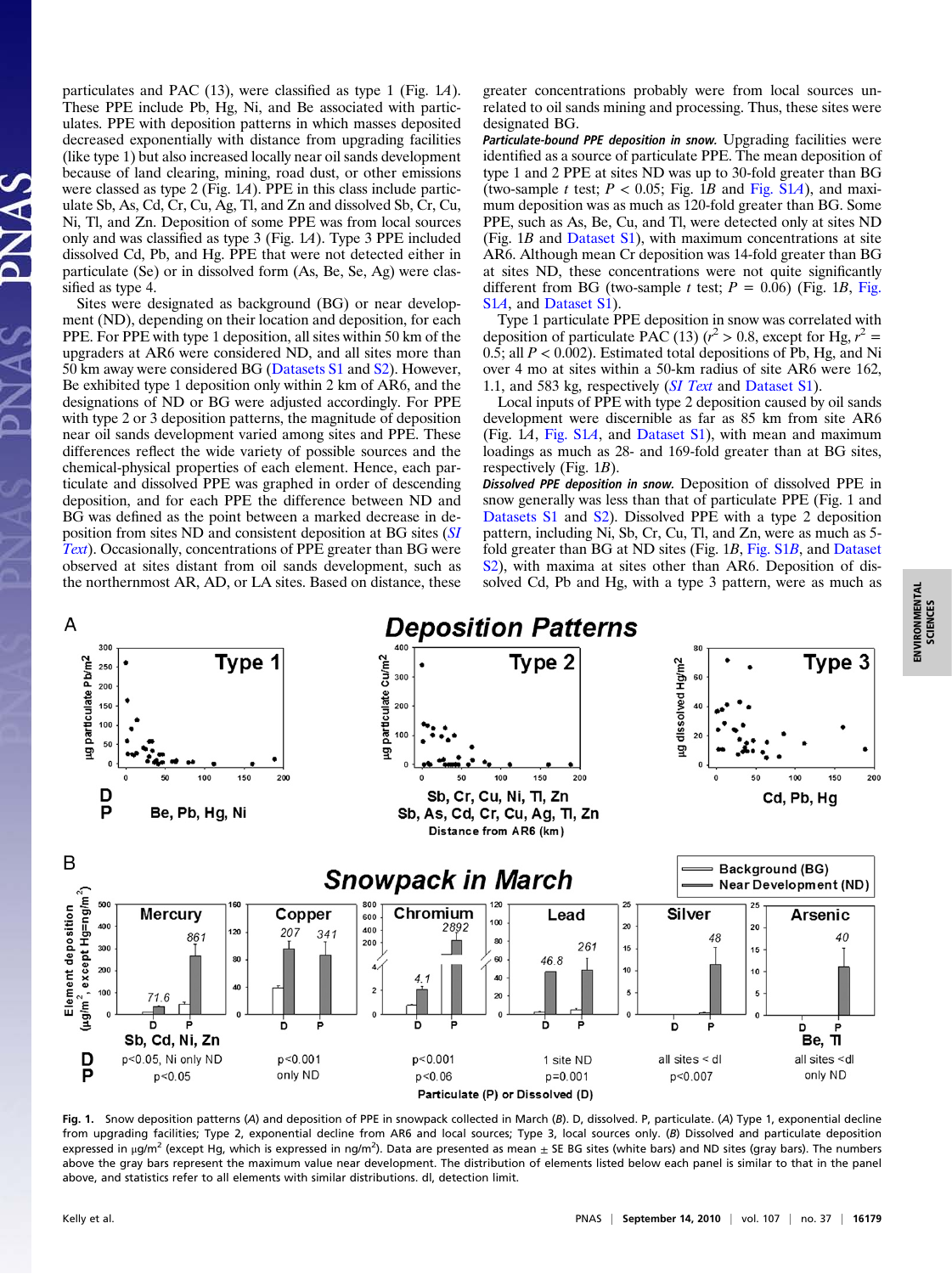particulates and PAC (13), were classified as type 1 (Fig. 1*A*). These PPE include Pb, Hg, Ni, and Be associated with particulates. PPE with deposition patterns in which masses deposited decreased exponentially with distance from upgrading facilities (like type 1) but also increased locally near oil sands development because of land clearing, mining, road dust, or other emissions were classed as type 2 (Fig. 1*A*). PPE in this class include particulate Sb, As, Cd, Cr, Cu, Ag, Tl, and Zn and dissolved Sb, Cr, Cu, Ni, Tl, and Zn. Deposition of some PPE was from local sources only and was classified as type 3 (Fig. 1*A*). Type 3 PPE included dissolved Cd, Pb, and Hg. PPE that were not detected either in particulate (Se) or in dissolved form (As, Be, Se, Ag) were classified as type 4.

Sites were designated as background (BG) or near development (ND), depending on their location and deposition, for each PPE. For PPE with type 1 deposition, all sites within 50 km of the upgraders at AR6 were considered ND, and all sites more than 50 km away were considered BG (Datasets S1 and S2). However, Be exhibited type 1 deposition only within 2 km of AR6, and the designations of ND or BG were adjusted accordingly. For PPE with type 2 or 3 deposition patterns, the magnitude of deposition near oil sands development varied among sites and PPE. These differences reflect the wide variety of possible sources and the chemical-physical properties of each element. Hence, each particulate and dissolved PPE was graphed in order of descending deposition, and for each PPE the difference between ND and BG was defined as the point between a marked decrease in deposition from sites ND and consistent deposition at BG sites (*SI Text*). Occasionally, concentrations of PPE greater than BG were observed at sites distant from oil sands development, such as the northernmost AR, AD, or LA sites. Based on distance, these greater concentrations probably were from local sources unrelated to oil sands mining and processing. Thus, these sites were designated BG.

***Particulate-bound PPE deposition in snow.*** Upgrading facilities were identified as a source of particulate PPE. The mean deposition of type 1 and 2 PPE at sites ND was up to 30-fold greater than BG (two-sample *t* test; $P < 0.05$; Fig. 1*B* and Fig. S1*A*), and maximum deposition was as much as 120-fold greater than BG. Some PPE, such as As, Be, Cu, and Tl, were detected only at sites ND (Fig. 1*B* and Dataset S1), with maximum concentrations at site AR6. Although mean Cr deposition was 14-fold greater than BG at sites ND, these concentrations were not quite significantly different from BG (two-sample *t* test; $P = 0.06$) (Fig. 1*B*, Fig. S1*A*, and Dataset S1).

Type 1 particulate PPE deposition in snow was correlated with deposition of particulate PAC (13) ($r^2 > 0.8$, except for Hg, $r^2 = 0.5$; all $P < 0.002$). Estimated total depositions of Pb, Hg, and Ni over 4 mo at sites within a 50-km radius of site AR6 were 162, 1.1, and 583 kg, respectively (*SI Text* and Dataset S1).

Local inputs of PPE with type 2 deposition caused by oil sands development were discernible as far as 85 km from site AR6 (Fig. 1*A*, Fig. S1*A*, and Dataset S1), with mean and maximum loadings as much as 28- and 169-fold greater than at BG sites, respectively (Fig. 1*B*).

***Dissolved PPE deposition in snow.*** Deposition of dissolved PPE in snow generally was less than that of particulate PPE (Fig. 1 and Datasets S1 and S2). Dissolved PPE with a type 2 deposition pattern, including Ni, Sb, Cr, Cu, Tl, and Zn, were as much as 5-fold greater than BG at ND sites (Fig. 1*B*, Fig. S1*B*, and Dataset S2), with maxima at sites other than AR6. Deposition of dissolved Cd, Pb and Hg, with a type 3 pattern, were as much as

**Fig. 1.** Snow deposition patterns (*A*) and deposition of PPE in snowpack collected in March (*B*). D, dissolved. P, particulate. (*A*) Type 1, exponential decline from upgrading facilities; Type 2, exponential decline from AR6 and local sources; Type 3, local sources only. (*B*) Dissolved and particulate deposition expressed in μg/m² (except Hg, which is expressed in ng/m²). Data are presented as mean ± SE BG sites (white bars) and ND sites (gray bars). The numbers above the gray bars represent the maximum value near development. The distribution of elements listed below each panel is similar to that in the panel above, and statistics refer to all elements with similar distributions. dl, detection limit.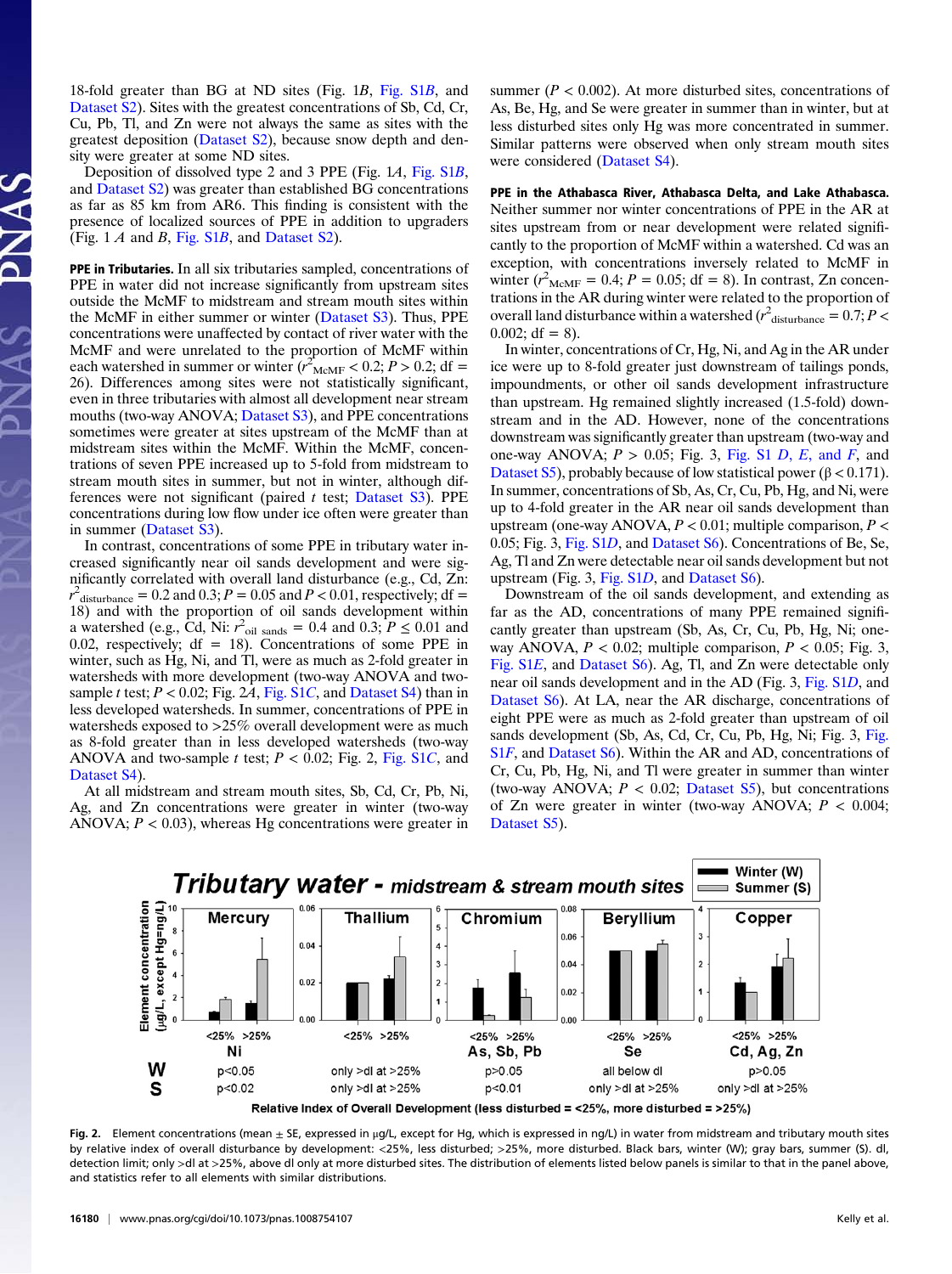18-fold greater than BG at ND sites (Fig. 1*B*, Fig. S1*B*, and Dataset S2). Sites with the greatest concentrations of Sb, Cd, Cr, Cu, Pb, Tl, and Zn were not always the same as sites with the greatest deposition (Dataset S2), because snow depth and density were greater at some ND sites.

Deposition of dissolved type 2 and 3 PPE (Fig. 1*A*, Fig. S1*B*, and Dataset S2) was greater than established BG concentrations as far as 85 km from AR6. This finding is consistent with the presence of localized sources of PPE in addition to upgraders (Fig. 1 *A* and *B*, Fig. S1*B*, and Dataset S2).

**PPE in Tributaries.** In all six tributaries sampled, concentrations of PPE in water did not increase significantly from upstream sites outside the McMF to midstream and stream mouth sites within the McMF in either summer or winter (Dataset S3). Thus, PPE concentrations were unaffected by contact of river water with the McMF and were unrelated to the proportion of McMF within each watershed in summer or winter ($r^2_{\mathrm{McMF}} < 0.2$; $P > 0.2$; df = 26). Differences among sites were not statistically significant, even in three tributaries with almost all development near stream mouths (two-way ANOVA; Dataset S3), and PPE concentrations sometimes were greater at sites upstream of the McMF than at midstream sites within the McMF. Within the McMF, concentrations of seven PPE increased up to 5-fold from midstream to stream mouth sites in summer, but not in winter, although differences were not significant (paired *t* test; Dataset S3). PPE concentrations during low flow under ice often were greater than in summer (Dataset S3).

In contrast, concentrations of some PPE in tributary water increased significantly near oil sands development and were significantly correlated with overall land disturbance (e.g., Cd, Zn: $r^2_{\mathrm{disturbance}} = 0.2$ and 0.3; $P = 0.05$ and $P < 0.01$, respectively; df = 18) and with the proportion of oil sands development within a watershed (e.g., Cd, Ni: $r^2_{\mathrm{oil\ sands}} = 0.4$ and 0.3; $P \leq 0.01$ and 0.02, respectively; df = 18). Concentrations of some PPE in winter, such as Hg, Ni, and Tl, were as much as 2-fold greater in watersheds with more development (two-way ANOVA and two-sample *t* test; $P < 0.02$; Fig. 2*A*, Fig. S1*C*, and Dataset S4) than in less developed watersheds. In summer, concentrations of PPE in watersheds exposed to >25% overall development were as much as 8-fold greater than in less developed watersheds (two-way ANOVA and two-sample *t* test; $P < 0.02$; Fig. 2, Fig. S1*C*, and Dataset S4).

At all midstream and stream mouth sites, Sb, Cd, Cr, Pb, Ni, Ag, and Zn concentrations were greater in winter (two-way ANOVA; $P < 0.03$), whereas Hg concentrations were greater in summer ($P < 0.002$). At more disturbed sites, concentrations of As, Be, Hg, and Se were greater in summer than in winter, but at less disturbed sites only Hg was more concentrated in summer. Similar patterns were observed when only stream mouth sites were considered (Dataset S4).

**PPE in the Athabasca River, Athabasca Delta, and Lake Athabasca.** Neither summer nor winter concentrations of PPE in the AR at sites upstream from or near development were related significantly to the proportion of McMF within a watershed. Cd was an exception, with concentrations inversely related to McMF in winter ($r^2_{\mathrm{McMF}} = 0.4$; $P = 0.05$; df = 8). In contrast, Zn concentrations in the AR during winter were related to the proportion of overall land disturbance within a watershed ($r^2_{\mathrm{disturbance}} = 0.7$; $P < 0.002$; df = 8).

In winter, concentrations of Cr, Hg, Ni, and Ag in the AR under ice were up to 8-fold greater just downstream of tailings ponds, impoundments, and other oil sands development infrastructure than upstream. Hg remained slightly increased (1.5-fold) downstream and in the AD. However, none of the concentrations downstream was significantly greater than upstream (two-way and one-way ANOVA, $P > 0.05$; Fig. 3, Fig. S1 *D*, *E*, and *F*, and Dataset S5), probably because of low statistical power ($\beta < 0.171$). In summer, concentrations of Sb, As, Cr, Cu, Pb, Hg, and Ni, were up to 4-fold greater in the AR near oil sands development than upstream (one-way ANOVA, $P < 0.01$; multiple comparison, $P < 0.05$; Fig. 3, Fig. S1*D*, and Dataset S6). Concentrations of Be, Se, Ag, Tl and Zn were detectable near oil sands development but not upstream (Fig. 3, Fig. S1*D*, and Dataset S6).

Downstream of the oil sands development, and extending as far as the AD, concentrations of many PPE remained significantly greater than upstream (Sb, As, Cr, Cu, Pb, Hg, Ni; one-way ANOVA, $P < 0.02$; multiple comparison, $P < 0.05$; Fig. 3, Fig. S1*E*, and Dataset S6). Ag, Tl, and Zn were detectable only near oil sands development and in the AD (Fig. 3, Fig. S1*D*, and Dataset S6). At LA, near the AR discharge, concentrations of eight PPE were as much as 2-fold greater than upstream of oil sands development (Sb, As, Cd, Cr, Cu, Pb, Hg, Ni; Fig. 3, Fig. S1*F*, and Dataset S6). Within the AR and AD, concentrations of Cr, Cu, Pb, Hg, Ni, and Tl were greater in summer than winter (two-way ANOVA; $P < 0.02$; Dataset S5), but concentrations of Zn were greater in winter (two-way ANOVA; $P < 0.004$; Dataset S5).

**Fig. 2.** Element concentrations (mean ± SE, expressed in μg/L, except for Hg, which is expressed in ng/L) in water from midstream and tributary mouth sites by relative index of overall disturbance by development: <25%, less disturbed; >25%, more disturbed. Black bars, winter (W); gray bars, summer (S). dl, detection limit; only >dl at >25%, above dl only at more disturbed sites. The distribution of elements listed below panels is similar to that in the panel above, and statistics refer to all elements with similar distributions.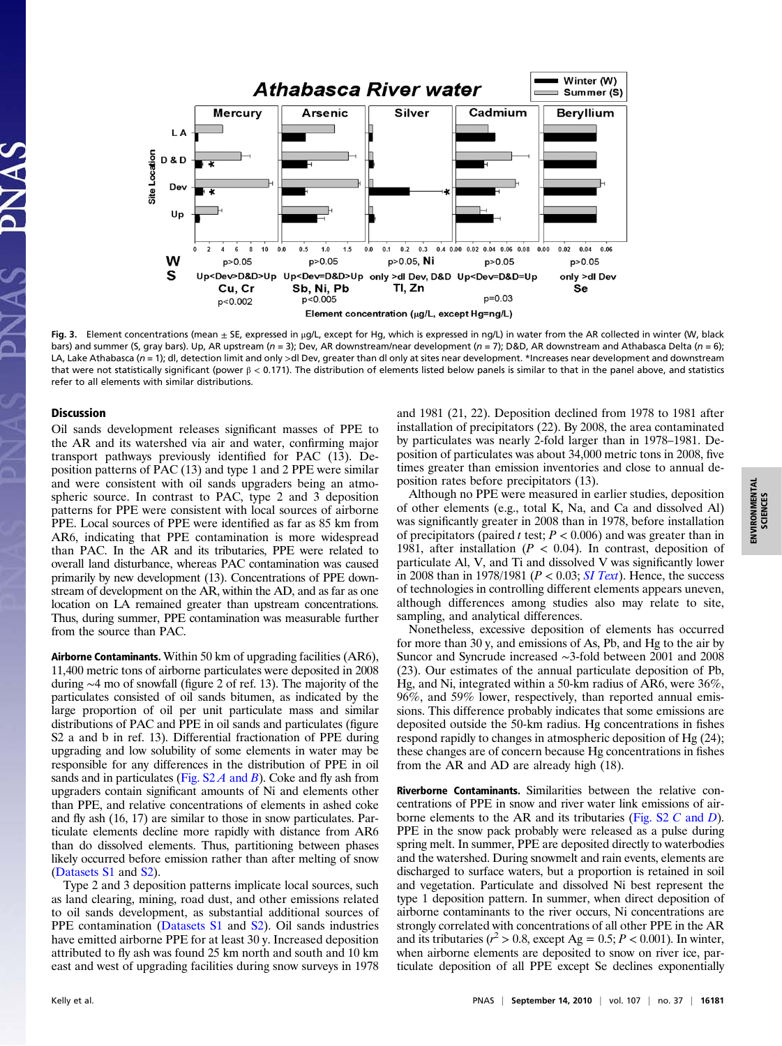Fig. 3. Element concentrations (mean ± SE, expressed in μg/L, except for Hg, which is expressed in ng/L) in water from the AR collected in winter (W, black bars) and summer (S, gray bars). Up, AR upstream ($n$ = 3); Dev, AR downstream/near development ($n$ = 7); D&D, AR downstream and Athabasca Delta ($n$ = 6); LA, Lake Athabasca ($n$ = 1); dl, detection limit and only >dl Dev, greater than dl only at sites near development. *Increases near development and downstream that were not statistically significant (power β < 0.171). The distribution of elements listed below panels is similar to that in the panel above, and statistics refer to all elements with similar distributions.

## Discussion

Oil sands development releases significant masses of PPE to the AR and its watershed via air and water, confirming major transport pathways previously identified for PAC (13). Deposition patterns of PAC (13) and type 1 and 2 PPE were similar and were consistent with oil sands upgraders being an atmospheric source. In contrast to PAC, type 2 and 3 deposition patterns for PPE were consistent with local sources of airborne PPE. Local sources of PPE were identified as far as 85 km from AR6, indicating that PPE contamination is more widespread than PAC. In the AR and its tributaries, PPE were related to overall land disturbance, whereas PAC contamination was caused primarily by new development (13). Concentrations of PPE downstream of development on the AR, within the AD, and as far as one location on LA remained greater than upstream concentrations. Thus, during summer, PPE contamination was measurable further from the source than PAC.

**Airborne Contaminants.** Within 50 km of upgrading facilities (AR6), 11,400 metric tons of airborne particulates were deposited in 2008 during ~4 mo of snowfall (figure 2 of ref. 13). The majority of the particulates consisted of oil sands bitumen, as indicated by the large proportion of oil per unit particulate mass and similar distributions of PAC and PPE in oil sands and particulates (figure S2 a and b in ref. 13). Differential fractionation of PPE during upgrading and low solubility of some elements in water may be responsible for any differences in the distribution of PPE in oil sands and in particulates (Fig. S2 *A* and *B*). Coke and fly ash from upgraders contain significant amounts of Ni and elements other than PPE, and relative concentrations of elements in ashed coke and fly ash (16, 17) are similar to those in snow particulates. Particulate elements decline more rapidly with distance from AR6 than do dissolved elements. Thus, partitioning between phases likely occurred before emission rather than after melting of snow (Datasets S1 and S2).

Type 2 and 3 deposition patterns implicate local sources, such as land clearing, mining, road dust, and other emissions related to oil sands development, as substantial additional sources of PPE contamination (Datasets S1 and S2). Oil sands industries have emitted airborne PPE for at least 30 y. Increased deposition attributed to fly ash was found 25 km north and south and 10 km east and west of upgrading facilities during snow surveys in 1978 and 1981 (21, 22). Deposition declined from 1978 to 1981 after installation of precipitators (22). By 2008, the area contaminated by particulates was nearly 2-fold larger than in 1978–1981. Deposition of particulates was about 34,000 metric tons in 2008, five times greater than emission inventories and close to annual deposition rates before precipitators (13).

Although no PPE were measured in earlier studies, deposition of other elements (e.g., total K, Na, and Ca and dissolved Al) was significantly greater in 2008 than in 1978, before installation of precipitators (paired $t$ test; $P < 0.006$) and was greater than in 1981, after installation ($P < 0.04$). In contrast, deposition of particulate Al, V, and Ti and dissolved V was significantly lower in 2008 than in 1978/1981 ($P < 0.03$; *SI Text*). Hence, the success of technologies in controlling different elements appears uneven, although differences among studies also may relate to site, sampling, and analytical differences.

Nonetheless, excessive deposition of elements has occurred for more than 30 y, and emissions of As, Pb, and Hg to the air by Suncor and Syncrude increased ~3-fold between 2001 and 2008 (23). Our estimates of the annual particulate deposition of Pb, Hg, and Ni, integrated within a 50-km radius of AR6, were 36%, 96%, and 59% lower, respectively, than reported annual emissions. This difference probably indicates that some emissions are deposited outside the 50-km radius. Hg concentrations in fishes respond rapidly to changes in atmospheric deposition of Hg (24); these changes are of concern because Hg concentrations in fishes from the AR and AD are already high (18).

**Riverborne Contaminants.** Similarities between the relative concentrations of PPE in snow and river water link emissions of airborne elements to the AR and its tributaries (Fig. S2 *C* and *D*). PPE in the snow pack probably were released as a pulse during spring melt. In summer, PPE are deposited directly to waterbodies and the watershed. During snowmelt and rain events, elements are discharged to surface waters, but a proportion is retained in soil and vegetation. Particulate and dissolved Ni best represent the type 1 deposition pattern. In summer, when direct deposition of airborne contaminants to the river occurs, Ni concentrations are strongly correlated with concentrations of all other PPE in the AR and its tributaries ($r^2 > 0.8$, except Ag = 0.5; $P < 0.001$). In winter, when airborne elements are deposited to snow on river ice, particulate deposition of all PPE except Se declines exponentially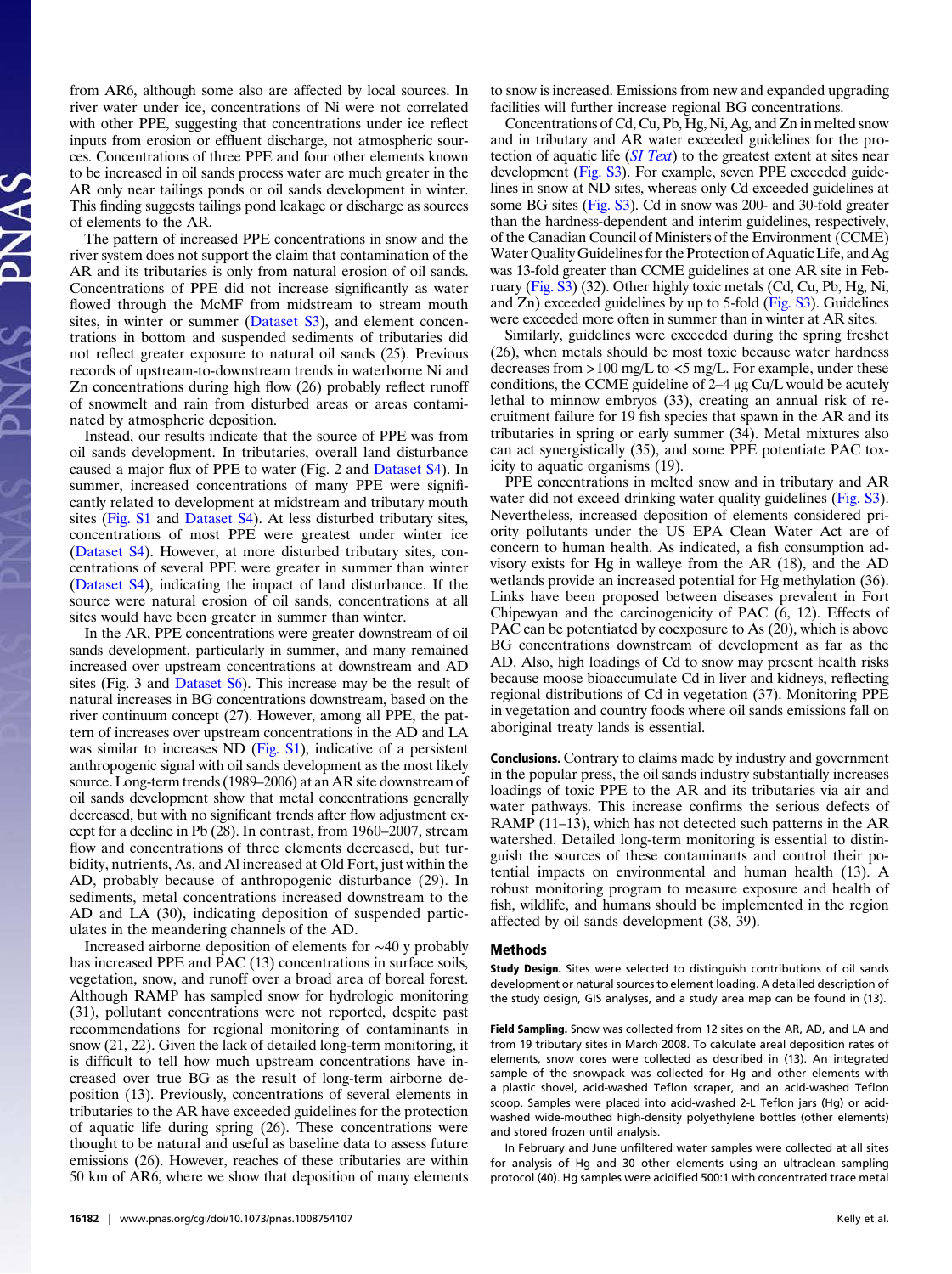from AR6, although some also are affected by local sources. In river water under ice, concentrations of Ni were not correlated with other PPE, suggesting that concentrations under ice reflect inputs from erosion or effluent discharge, not atmospheric sources. Concentrations of three PPE and four other elements known to be increased in oil sands process water are much greater in the AR only near tailings ponds or oil sands development in winter. This finding suggests tailings pond leakage or discharge as sources of elements to the AR.

The pattern of increased PPE concentrations in snow and the river system does not support the claim that contamination of the AR and its tributaries is only from natural erosion of oil sands. Concentrations of PPE did not increase significantly as water flowed through the McMF from midstream to stream mouth sites, in winter or summer (Dataset S3), and element concentrations in bottom and suspended sediments of tributaries did not reflect greater exposure to natural oil sands (25). Previous records of upstream-to-downstream trends in waterborne Ni and Zn concentrations during high flow (26) probably reflect runoff of snowmelt and rain from disturbed areas or areas contaminated by atmospheric deposition.

Instead, our results indicate that the source of PPE was from oil sands development. In tributaries, overall land disturbance caused a major flux of PPE to water (Fig. 2 and Dataset S4). In summer, increased concentrations of many PPE were significantly related to development at midstream and tributary mouth sites (Fig. S1 and Dataset S4). At less disturbed tributary sites, concentrations of most PPE were greatest under winter ice (Dataset S4). However, at more disturbed tributary sites, concentrations of several PPE were greater in summer than winter (Dataset S4), indicating the impact of land disturbance. If the source were natural erosion of oil sands, concentrations at all sites would have been greater in summer than winter.

In the AR, PPE concentrations were greater downstream of oil sands development, particularly in summer, and many remained increased over upstream concentrations at downstream and AD sites (Fig. 3 and Dataset S6). This increase may be the result of natural increases in BG concentrations downstream, based on the river continuum concept (27). However, among all PPE, the pattern of increases over upstream concentrations in the AD and LA was similar to increases ND (Fig. S1), indicative of a persistent anthropogenic signal with oil sands development as the most likely source. Long-term trends (1989–2006) at an AR site downstream of oil sands development show that metal concentrations generally decreased, but with no significant trends after flow adjustment except for a decline in Pb (28). In contrast, from 1960–2007, stream flow and concentrations of three elements decreased, but turbidity, nutrients, As, and Al increased at Old Fort, just within the AD, probably because of anthropogenic disturbance (29). In sediments, metal concentrations increased downstream to the AD and LA (30), indicating deposition of suspended particulates in the meandering channels of the AD.

Increased airborne deposition of elements for ∼40 y probably has increased PPE and PAC (13) concentrations in surface soils, vegetation, snow, and runoff over a broad area of boreal forest. Although RAMP has sampled snow for hydrologic monitoring (31), pollutant concentrations were not reported, despite past recommendations for regional monitoring of contaminants in snow (21, 22). Given the lack of detailed long-term monitoring, it is difficult to tell how much upstream concentrations have increased over true BG as the result of long-term airborne deposition (13). Previously, concentrations of several elements in tributaries to the AR have exceeded guidelines for the protection of aquatic life during spring (26). These concentrations were thought to be natural and useful as baseline data to assess future emissions (26). However, reaches of these tributaries are within 50 km of AR6, where we show that deposition of many elements to snow is increased. Emissions from new and expanded upgrading facilities will further increase regional BG concentrations.

Concentrations of Cd, Cu, Pb, Hg, Ni, Ag, and Zn in melted snow and in tributary and AR water exceeded guidelines for the protection of aquatic life (*SI Text*) to the greatest extent at sites near development (Fig. S3). For example, seven PPE exceeded guidelines in snow at ND sites, whereas only Cd exceeded guidelines at some BG sites (Fig. S3). Cd in snow was 200- and 30-fold greater than the hardness-dependent and interim guidelines, respectively, of the Canadian Council of Ministers of the Environment (CCME) Water Quality Guidelines for the Protection of Aquatic Life, and Ag was 13-fold greater than CCME guidelines at one AR site in February (Fig. S3) (32). Other highly toxic metals (Cd, Cu, Pb, Hg, Ni, and Zn) exceeded guidelines by up to 5-fold (Fig. S3). Guidelines were exceeded more often in summer than in winter at AR sites.

Similarly, guidelines were exceeded during the spring freshet (26), when metals should be most toxic because water hardness decreases from >100 mg/L to <5 mg/L. For example, under these conditions, the CCME guideline of 2–4 μg Cu/L would be acutely lethal to minnow embryos (33), creating an annual risk of recruitment failure for 19 fish species that spawn in the AR and its tributaries in spring or early summer (34). Metal mixtures also can act synergistically (35), and some PPE potentiate PAC toxicity to aquatic organisms (19).

PPE concentrations in melted snow and in tributary and AR water did not exceed drinking water quality guidelines (Fig. S3). Nevertheless, increased deposition of elements considered priority pollutants under the US EPA Clean Water Act are of concern to human health. As indicated, a fish consumption advisory exists for Hg in walleye from the AR (18), and the AD wetlands provide an increased potential for Hg methylation (36). Links have been proposed between diseases prevalent in Fort Chipewyan and the carcinogenicity of PAC (6, 12). Effects of PAC can be potentiated by coexposure to As (20), which is above BG concentrations downstream of development as far as the AD. Also, high loadings of Cd to snow may present health risks because moose bioaccumulate Cd in liver and kidneys, reflecting regional distributions of Cd in vegetation (37). Monitoring PPE in vegetation and country foods where oil sands emissions fall on aboriginal treaty lands is essential.

**Conclusions.** Contrary to claims made by industry and government in the popular press, the oil sands industry substantially increases loadings of toxic PPE to the AR and its tributaries via air and water pathways. This increase confirms the serious defects of RAMP (11–13), which has not detected such patterns in the AR watershed. Detailed long-term monitoring is essential to distinguish the sources of these contaminants and control their potential impacts on environmental and human health (13). A robust monitoring program to measure exposure and health of fish, wildlife, and humans should be implemented in the region affected by oil sands development (38, 39).

## Methods

**Study Design.** Sites were selected to distinguish contributions of oil sands development or natural sources to element loading. A detailed description of the study design, GIS analyses, and a study area map can be found in (13).

**Field Sampling.** Snow was collected from 12 sites on the AR, AD, and LA and from 19 tributary sites in March 2008. To calculate areal deposition rates of elements, snow cores were collected as described in (13). An integrated sample of the snowpack was collected for Hg and other elements with a plastic shovel, acid-washed Teflon scraper, and an acid-washed Teflon scoop. Samples were placed into acid-washed 2-L Teflon jars (Hg) or acid-washed wide-mouthed high-density polyethylene bottles (other elements) and stored frozen until analysis.

In February and June unfiltered water samples were collected at all sites for analysis of Hg and 30 other elements using an ultraclean sampling protocol (40). Hg samples were acidified 500:1 with concentrated trace metal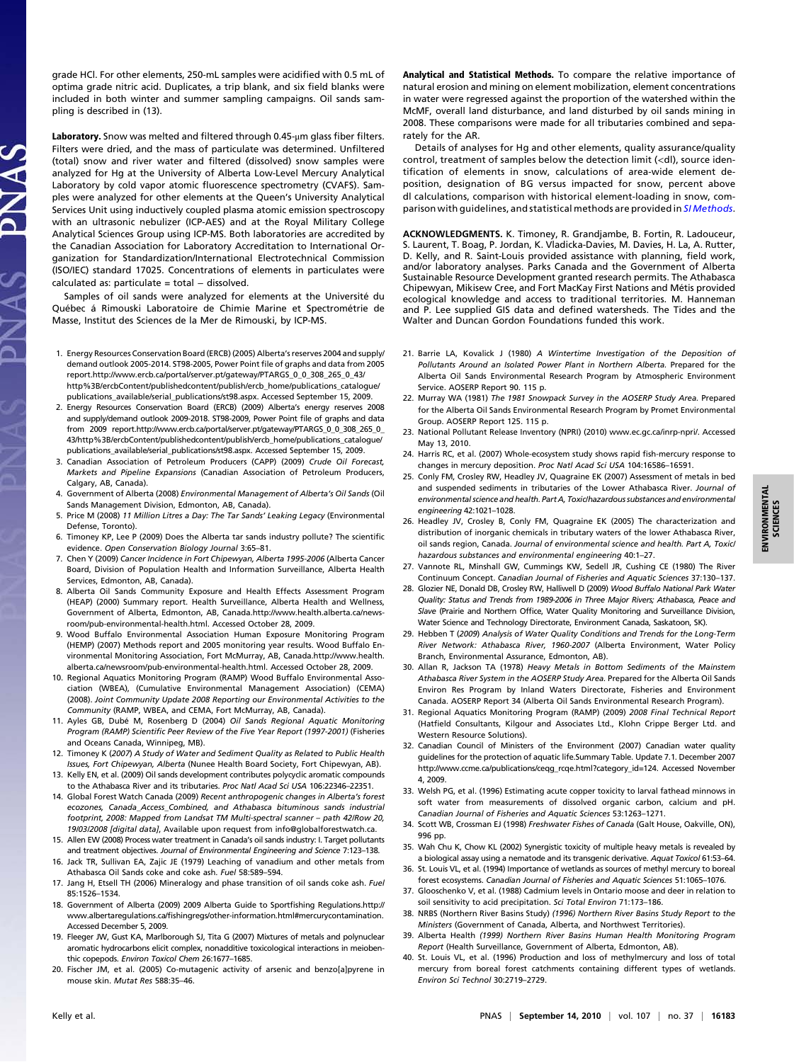grade HCl. For other elements, 250-mL samples were acidified with 0.5 mL of optima grade nitric acid. Duplicates, a trip blank, and six field blanks were included in both winter and summer sampling campaigns. Oil sands sampling is described in (13).

**Laboratory.** Snow was melted and filtered through 0.45-μm glass fiber filters. Filters were dried, and the mass of particulate was determined. Unfiltered (total) snow and river water and filtered (dissolved) snow samples were analyzed for Hg at the University of Alberta Low-Level Mercury Analytical Laboratory by cold vapor atomic fluorescence spectrometry (CVAFS). Samples were analyzed for other elements at the Queen's University Analytical Services Unit using inductively coupled plasma atomic emission spectroscopy with an ultrasonic nebulizer (ICP-AES) and at the Royal Military College Analytical Sciences Group using ICP-MS. Both laboratories are accredited by the Canadian Association for Laboratory Accreditation to International Organization for Standardization/International Electrotechnical Commission (ISO/IEC) standard 17025. Concentrations of elements in particulates were calculated as: particulate = total − dissolved.

Samples of oil sands were analyzed for elements at the Université du Québec á Rimouski Laboratoire de Chimie Marine et Spectrométrie de Masse, Institut des Sciences de la Mer de Rimouski, by ICP-MS.

**Analytical and Statistical Methods.** To compare the relative importance of natural erosion and mining on element mobilization, element concentrations in water were regressed against the proportion of the watershed within the McMF, overall land disturbance, and land disturbed by oil sands mining in 2008. These comparisons were made for all tributaries combined and separately for the AR.

Details of analyses for Hg and other elements, quality assurance/quality control, treatment of samples below the detection limit (<dl), source identification of elements in snow, calculations of area-wide element deposition, designation of BG versus impacted for snow, percent above dl calculations, comparison with historical element-loading in snow, comparison with guidelines, and statistical methods are provided in *SI Methods*.

**ACKNOWLEDGMENTS.** K. Timoney, R. Grandjambe, B. Fortin, R. Ladouceur, S. Laurent, T. Boag, P. Jordan, K. Vladicka-Davies, M. Davies, H. La, A. Rutter, D. Kelly, and R. Saint-Louis provided assistance with planning, field work, and/or laboratory analyses. Parks Canada and the Government of Alberta Sustainable Resource Development granted research permits. The Athabasca Chipewyan, Mikisew Cree, and Fort MacKay First Nations and Métis provided ecological knowledge and access to traditional territories. M. Hanneman and P. Lee supplied GIS data and defined watersheds. The Tides and the Walter and Duncan Gordon Foundations funded this work.

1. Energy Resources Conservation Board (ERCB) (2005) Alberta's reserves 2004 and supply/demand outlook 2005-2014. ST98-2005, Power Point file of graphs and data from 2005 report.http://www.ercb.ca/portal/server.pt/gateway/PTARGS_0_0_308_265_0_43/http%3B/ercbContent/publishedcontent/publish/ercb_home/publications_catalogue/publications_available/serial_publications/st98.aspx. Accessed September 15, 2009.
2. Energy Resources Conservation Board (ERCB) (2009) Alberta's energy reserves 2008 and supply/demand outlook 2009-2018. ST98-2009, Power Point file of graphs and data from 2009 report.http://www.ercb.ca/portal/server.pt/gateway/PTARGS_0_0_308_265_0_43/http%3B/ercbContent/publishedcontent/publish/ercb_home/publications_catalogue/publications_available/serial_publications/st98.aspx. Accessed September 15, 2009.
3. Canadian Association of Petroleum Producers (CAPP) (2009) *Crude Oil Forecast, Markets and Pipeline Expansions* (Canadian Association of Petroleum Producers, Calgary, AB, Canada).
4. Government of Alberta (2008) *Environmental Management of Alberta's Oil Sands* (Oil Sands Management Division, Edmonton, AB, Canada).
5. Price M (2008) *11 Million Litres a Day: The Tar Sands' Leaking Legacy* (Environmental Defense, Toronto).
6. Timoney KP, Lee P (2009) Does the Alberta tar sands industry pollute? The scientific evidence. *Open Conservation Biology Journal* 3:65–81.
7. Chen Y (2009) *Cancer Incidence in Fort Chipewyan, Alberta 1995-2006* (Alberta Cancer Board, Division of Population Health and Information Surveillance, Alberta Health Services, Edmonton, AB, Canada).
8. Alberta Oil Sands Community Exposure and Health Effects Assessment Program (HEAP) (2000) Summary report. Health Surveillance, Alberta Health and Wellness, Government of Alberta, Edmonton, AB, Canada.http://www.health.alberta.ca/newsroom/pub-environmental-health.html. Accessed October 28, 2009.
9. Wood Buffalo Environmental Association Human Exposure Monitoring Program (HEMP) (2007) Methods report and 2005 monitoring year results. Wood Buffalo Environmental Monitoring Association, Fort McMurray, AB, Canada.http://www.health.alberta.ca/newsroom/pub-environmental-health.html. Accessed October 28, 2009.
10. Regional Aquatics Monitoring Program (RAMP) Wood Buffalo Environmental Association (WBEA), (Cumulative Environmental Management Association) (CEMA) (2008). *Joint Community Update 2008 Reporting our Environmental Activities to the Community* (RAMP, WBEA, and CEMA, Fort McMurray, AB, Canada).
11. Ayles GB, Dubé M, Rosenberg D (2004) *Oil Sands Regional Aquatic Monitoring Program (RAMP) Scientific Peer Review of the Five Year Report (1997-2001)* (Fisheries and Oceans Canada, Winnipeg, MB).
12. Timoney K (*2007*) *A Study of Water and Sediment Quality as Related to Public Health Issues, Fort Chipewyan, Alberta* (Nunee Health Board Society, Fort Chipewyan, AB).
13. Kelly EN, et al. (2009) Oil sands development contributes polycyclic aromatic compounds to the Athabasca River and its tributaries. *Proc Natl Acad Sci USA* 106:22346–22351.
14. Global Forest Watch Canada (2009) *Recent anthropogenic changes in Alberta's forest ecozones, Canada_Access_Combined, and Athabasca bituminous sands industrial footprint, 2008: Mapped from Landsat TM Multi-spectral scanner – path 42/Row 20, 19/03/2008 [digital data]*, Available upon request from info@globalforestwatch.ca.
15. Allen EW (2008) Process water treatment in Canada's oil sands industry: I. Target pollutants and treatment objectives. *Journal of Environmental Engineering and Science* 7:123–138.
16. Jack TR, Sullivan EA, Zajic JE (1979) Leaching of vanadium and other metals from Athabasca Oil Sands coke and coke ash. *Fuel* 58:589–594.
17. Jang H, Etsell TH (2006) Mineralogy and phase transition of oil sands coke ash. *Fuel* 85:1526–1534.
18. Government of Alberta (2009) 2009 Alberta Guide to Sportfishing Regulations.http://www.albertaregulations.ca/fishingregs/other-information.html#mercurycontamination. Accessed December 5, 2009.
19. Fleeger JW, Gust KA, Marlborough SJ, Tita G (2007) Mixtures of metals and polynuclear aromatic hydrocarbons elicit complex, nonadditive toxicological interactions in meiobenthic copepods. *Environ Toxicol Chem* 26:1677–1685.
20. Fischer JM, et al. (2005) Co-mutagenic activity of arsenic and benzo[a]pyrene in mouse skin. *Mutat Res* 588:35–46.
21. Barrie LA, Kovalick J (1980) *A Wintertime Investigation of the Deposition of Pollutants Around an Isolated Power Plant in Northern Alberta.* Prepared for the Alberta Oil Sands Environmental Research Program by Atmospheric Environment Service. AOSERP Report 90. 115 p.
22. Murray WA (1981) *The 1981 Snowpack Survey in the AOSERP Study Area.* Prepared for the Alberta Oil Sands Environmental Research Program by Promet Environmental Group. AOSERP Report 125. 115 p.
23. National Pollutant Release Inventory (NPRI) (2010) www.ec.gc.ca/inrp-npri/. Accessed May 13, 2010.
24. Harris RC, et al. (2007) Whole-ecosystem study shows rapid fish-mercury response to changes in mercury deposition. *Proc Natl Acad Sci USA* 104:16586–16591.
25. Conly FM, Crosley RW, Headley JV, Quagraine EK (2007) Assessment of metals in bed and suspended sediments in tributaries of the Lower Athabasca River. *Journal of environmental science and health. Part A, Toxic/hazardous substances and environmental engineering* 42:1021–1028.
26. Headley JV, Crosley B, Conly FM, Quagraine EK (2005) The characterization and distribution of inorganic chemicals in tributary waters of the lower Athabasca River, oil sands region, Canada. *Journal of environmental science and health. Part A, Toxic/hazardous substances and environmental engineering* 40:1–27.
27. Vannote RL, Minshall GW, Cummings KW, Sedell JR, Cushing CE (1980) The River Continuum Concept. *Canadian Journal of Fisheries and Aquatic Sciences* 37:130–137.
28. Glozier NE, Donald DB, Crosley RW, Halliwell D (2009) *Wood Buffalo National Park Water Quality: Status and Trends from 1989-2006 in Three Major Rivers; Athabasca, Peace and Slave* (Prairie and Northern Office, Water Quality Monitoring and Surveillance Division, Water Science and Technology Directorate, Environment Canada, Saskatoon, SK).
29. Hebben T (*2009*) *Analysis of Water Quality Conditions and Trends for the Long-Term River Network: Athabasca River, 1960-2007* (Alberta Environment, Water Policy Branch, Environmental Assurance, Edmonton, AB).
30. Allan R, Jackson TA (1978) *Heavy Metals in Bottom Sediments of the Mainstem Athabasca River System in the AOSERP Study Area.* Prepared for the Alberta Oil Sands Environ Res Program by Inland Waters Directorate, Fisheries and Environment Canada. AOSERP Report 34 (Alberta Oil Sands Environmental Research Program).
31. Regional Aquatics Monitoring Program (RAMP) (2009) *2008 Final Technical Report* (Hatfield Consultants, Kilgour and Associates Ltd., Klohn Crippe Berger Ltd. and Western Resource Solutions).
32. Canadian Council of Ministers of the Environment (2007) Canadian water quality guidelines for the protection of aquatic life.Summary Table. Update 7.1. December 2007 http://www.ccme.ca/publications/ceqg_rcqe.html?category_id=124. Accessed November 4, 2009.
33. Welsh PG, et al. (1996) Estimating acute copper toxicity to larval fathead minnows in soft water from measurements of dissolved organic carbon, calcium and pH. *Canadian Journal of Fisheries and Aquatic Sciences* 53:1263–1271.
34. Scott WB, Crossman EJ (1998) *Freshwater Fishes of Canada* (Galt House, Oakville, ON), 996 pp.
35. Wah Chu K, Chow KL (2002) Synergistic toxicity of multiple heavy metals is revealed by a biological assay using a nematode and its transgenic derivative. *Aquat Toxicol* 61:53–64.
36. St. Louis VL, et al. (1994) Importance of wetlands as sources of methyl mercury to boreal forest ecosystems. *Canadian Journal of Fisheries and Aquatic Sciences* 51:1065–1076.
37. Glooschenko V, et al. (1988) Cadmium levels in Ontario moose and deer in relation to soil sensitivity to acid precipitation. *Sci Total Environ* 71:173–186.
38. NRBS (Northern River Basins Study) *(1996) Northern River Basins Study Report to the Ministers* (Government of Canada, Alberta, and Northwest Territories).
39. Alberta Health *(1999) Northern River Basins Human Health Monitoring Program Report* (Health Surveillance, Government of Alberta, Edmonton, AB).
40. St. Louis VL, et al. (1996) Production and loss of methylmercury and loss of total mercury from boreal forest catchments containing different types of wetlands. *Environ Sci Technol* 30:2719–2729.